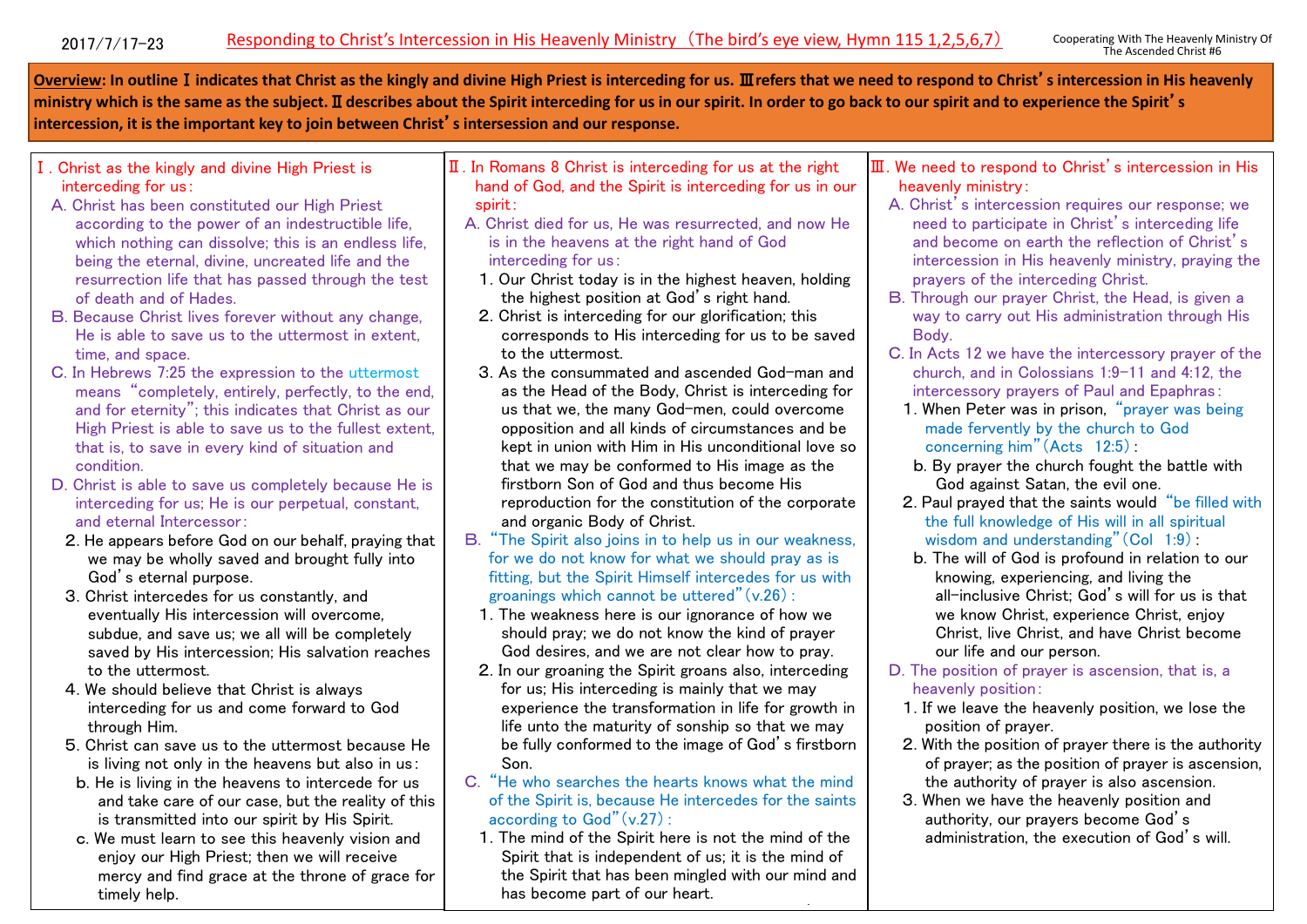2017/7/17-23

# Responding to Christ's Intercession in His Heavenly Ministry（The bird's eye view, Hymn 115 1,2,5,6,7）

Cooperating With The Heavenly Ministry Of The Ascended Christ #6

**Overview: In outline Ⅰ indicates that Christ as the kingly and divine High Priest is interceding for us. Ⅲ refers that we need to respond to Christ's intercession in His heavenly ministry which is the same as the subject. Ⅱ describes about the Spirit interceding for us in our spirit. In order to go back to our spirit and to experience the Spirit's intercession, it is the important key to join between Christ's intersession and our response.**

## Ⅰ. Christ as the kingly and divine High Priest is interceding for us:

A. Christ has been constituted our High Priest according to the power of an indestructible life, which nothing can dissolve; this is an endless life, being the eternal, divine, uncreated life and the resurrection life that has passed through the test of death and of Hades.

B. Because Christ lives forever without any change, He is able to save us to the uttermost in extent, time, and space.

C. In Hebrews 7:25 the expression to the uttermost means "completely, entirely, perfectly, to the end, and for eternity"; this indicates that Christ as our High Priest is able to save us to the fullest extent, that is, to save in every kind of situation and condition.

D. Christ is able to save us completely because He is interceding for us; He is our perpetual, constant, and eternal Intercessor:

2. He appears before God on our behalf, praying that we may be wholly saved and brought fully into God's eternal purpose.
3. Christ intercedes for us constantly, and eventually His intercession will overcome, subdue, and save us; we all will be completely saved by His intercession; His salvation reaches to the uttermost.
4. We should believe that Christ is always interceding for us and come forward to God through Him.
5. Christ can save us to the uttermost because He is living not only in the heavens but also in us:
   - b. He is living in the heavens to intercede for us and take care of our case, but the reality of this is transmitted into our spirit by His Spirit.
   - c. We must learn to see this heavenly vision and enjoy our High Priest; then we will receive mercy and find grace at the throne of grace for timely help.

## Ⅱ. In Romans 8 Christ is interceding for us at the right hand of God, and the Spirit is interceding for us in our spirit:

A. Christ died for us, He was resurrected, and now He is in the heavens at the right hand of God interceding for us:

1. Our Christ today is in the highest heaven, holding the highest position at God's right hand.
2. Christ is interceding for our glorification; this corresponds to His interceding for us to be saved to the uttermost.
3. As the consummated and ascended God-man and as the Head of the Body, Christ is interceding for us that we, the many God-men, could overcome opposition and all kinds of circumstances and be kept in union with Him in His unconditional love so that we may be conformed to His image as the firstborn Son of God and thus become His reproduction for the constitution of the corporate and organic Body of Christ.

B. "The Spirit also joins in to help us in our weakness, for we do not know for what we should pray as is fitting, but the Spirit Himself intercedes for us with groanings which cannot be uttered"(v.26):

1. The weakness here is our ignorance of how we should pray; we do not know the kind of prayer God desires, and we are not clear how to pray.
2. In our groaning the Spirit groans also, interceding for us; His interceding is mainly that we may experience the transformation in life for growth in life unto the maturity of sonship so that we may be fully conformed to the image of God's firstborn Son.

C. "He who searches the hearts knows what the mind of the Spirit is, because He intercedes for the saints according to God"(v.27):

1. The mind of the Spirit here is not the mind of the Spirit that is independent of us; it is the mind of the Spirit that has been mingled with our mind and has become part of our heart.

## Ⅲ. We need to respond to Christ's intercession in His heavenly ministry:

A. Christ's intercession requires our response; we need to participate in Christ's interceding life and become on earth the reflection of Christ's intercession in His heavenly ministry, praying the prayers of the interceding Christ.

B. Through our prayer Christ, the Head, is given a way to carry out His administration through His Body.

C. In Acts 12 we have the intercessory prayer of the church, and in Colossians 1:9-11 and 4:12, the intercessory prayers of Paul and Epaphras:

1. When Peter was in prison, "prayer was being made fervently by the church to God concerning him"(Acts 12:5):
   - b. By prayer the church fought the battle with God against Satan, the evil one.
2. Paul prayed that the saints would "be filled with the full knowledge of His will in all spiritual wisdom and understanding"(Col 1:9):
   - b. The will of God is profound in relation to our knowing, experiencing, and living the all-inclusive Christ; God's will for us is that we know Christ, experience Christ, enjoy Christ, live Christ, and have Christ become our life and our person.

D. The position of prayer is ascension, that is, a heavenly position:

1. If we leave the heavenly position, we lose the position of prayer.
2. With the position of prayer there is the authority of prayer; as the position of prayer is ascension, the authority of prayer is also ascension.
3. When we have the heavenly position and authority, our prayers become God's administration, the execution of God's will.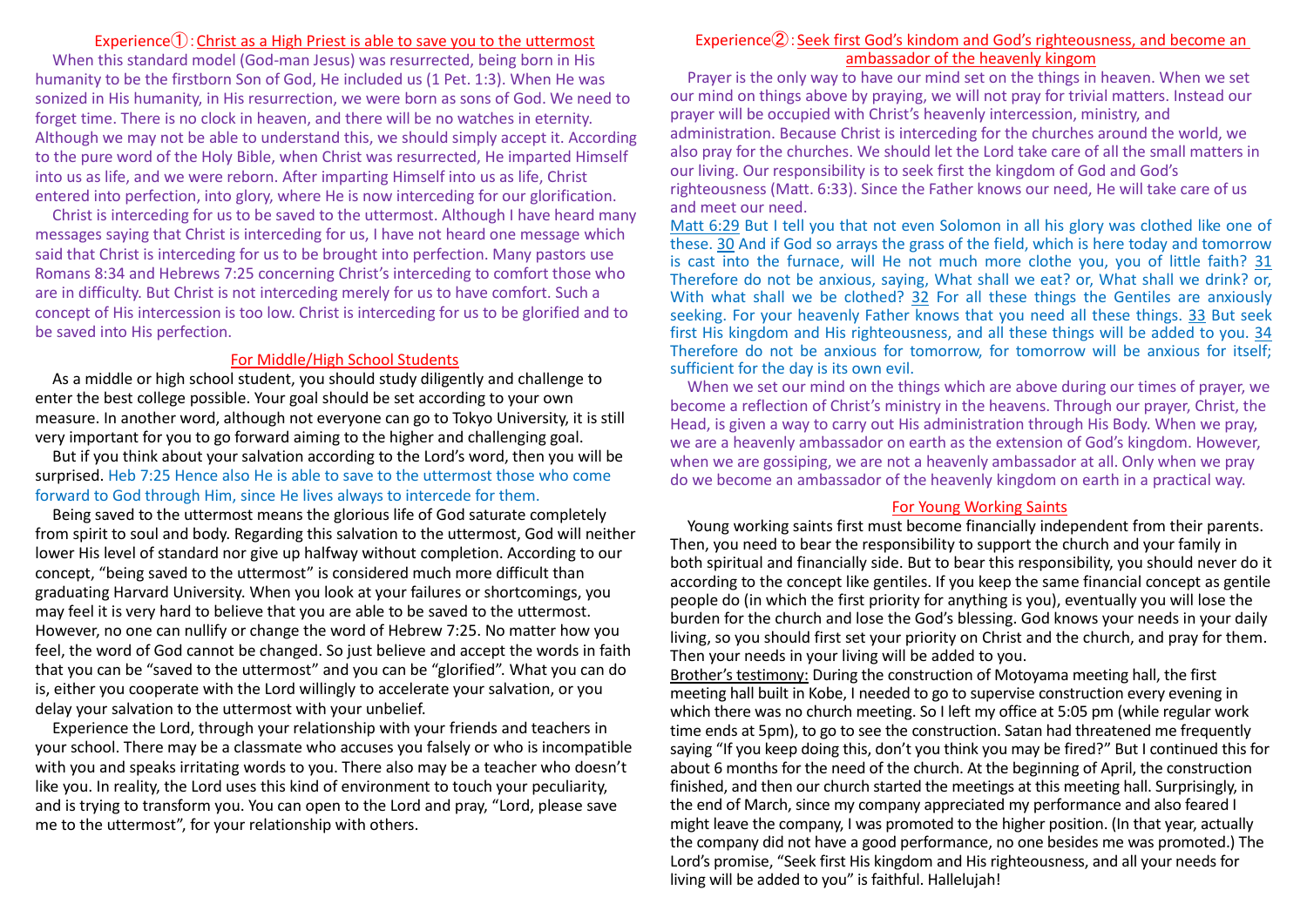## Experience①：Christ as a High Priest is able to save you to the uttermost

When this standard model (God-man Jesus) was resurrected, being born in His humanity to be the firstborn Son of God, He included us (1 Pet. 1:3). When He was sonized in His humanity, in His resurrection, we were born as sons of God. We need to forget time. There is no clock in heaven, and there will be no watches in eternity. Although we may not be able to understand this, we should simply accept it. According to the pure word of the Holy Bible, when Christ was resurrected, He imparted Himself into us as life, and we were reborn. After imparting Himself into us as life, Christ entered into perfection, into glory, where He is now interceding for our glorification.

Christ is interceding for us to be saved to the uttermost. Although I have heard many messages saying that Christ is interceding for us, I have not heard one message which said that Christ is interceding for us to be brought into perfection. Many pastors use Romans 8:34 and Hebrews 7:25 concerning Christ's interceding to comfort those who are in difficulty. But Christ is not interceding merely for us to have comfort. Such a concept of His intercession is too low. Christ is interceding for us to be glorified and to be saved into His perfection.

### For Middle/High School Students

As a middle or high school student, you should study diligently and challenge to enter the best college possible. Your goal should be set according to your own measure. In another word, although not everyone can go to Tokyo University, it is still very important for you to go forward aiming to the higher and challenging goal.

But if you think about your salvation according to the Lord's word, then you will be surprised. Heb 7:25 Hence also He is able to save to the uttermost those who come forward to God through Him, since He lives always to intercede for them.

Being saved to the uttermost means the glorious life of God saturate completely from spirit to soul and body. Regarding this salvation to the uttermost, God will neither lower His level of standard nor give up halfway without completion. According to our concept, "being saved to the uttermost" is considered much more difficult than graduating Harvard University. When you look at your failures or shortcomings, you may feel it is very hard to believe that you are able to be saved to the uttermost. However, no one can nullify or change the word of Hebrew 7:25. No matter how you feel, the word of God cannot be changed. So just believe and accept the words in faith that you can be "saved to the uttermost" and you can be "glorified". What you can do is, either you cooperate with the Lord willingly to accelerate your salvation, or you delay your salvation to the uttermost with your unbelief.

Experience the Lord, through your relationship with your friends and teachers in your school. There may be a classmate who accuses you falsely or who is incompatible with you and speaks irritating words to you. There also may be a teacher who doesn't like you. In reality, the Lord uses this kind of environment to touch your peculiarity, and is trying to transform you. You can open to the Lord and pray, "Lord, please save me to the uttermost", for your relationship with others.

## Experience②：Seek first God's kindom and God's righteousness, and become an ambassador of the heavenly kingom

Prayer is the only way to have our mind set on the things in heaven. When we set our mind on things above by praying, we will not pray for trivial matters. Instead our prayer will be occupied with Christ's heavenly intercession, ministry, and administration. Because Christ is interceding for the churches around the world, we also pray for the churches. We should let the Lord take care of all the small matters in our living. Our responsibility is to seek first the kingdom of God and God's righteousness (Matt. 6:33). Since the Father knows our need, He will take care of us and meet our need.

Matt 6:29 But I tell you that not even Solomon in all his glory was clothed like one of these. 30 And if God so arrays the grass of the field, which is here today and tomorrow is cast into the furnace, will He not much more clothe you, you of little faith? 31 Therefore do not be anxious, saying, What shall we eat? or, What shall we drink? or, With what shall we be clothed? 32 For all these things the Gentiles are anxiously seeking. For your heavenly Father knows that you need all these things. 33 But seek first His kingdom and His righteousness, and all these things will be added to you. 34 Therefore do not be anxious for tomorrow, for tomorrow will be anxious for itself; sufficient for the day is its own evil.

When we set our mind on the things which are above during our times of prayer, we become a reflection of Christ's ministry in the heavens. Through our prayer, Christ, the Head, is given a way to carry out His administration through His Body. When we pray, we are a heavenly ambassador on earth as the extension of God's kingdom. However, when we are gossiping, we are not a heavenly ambassador at all. Only when we pray do we become an ambassador of the heavenly kingdom on earth in a practical way.

### For Young Working Saints

Young working saints first must become financially independent from their parents. Then, you need to bear the responsibility to support the church and your family in both spiritual and financially side. But to bear this responsibility, you should never do it according to the concept like gentiles. If you keep the same financial concept as gentile people do (in which the first priority for anything is you), eventually you will lose the burden for the church and lose the God's blessing. God knows your needs in your daily living, so you should first set your priority on Christ and the church, and pray for them. Then your needs in your living will be added to you.

Brother's testimony: During the construction of Motoyama meeting hall, the first meeting hall built in Kobe, I needed to go to supervise construction every evening in which there was no church meeting. So I left my office at 5:05 pm (while regular work time ends at 5pm), to go to see the construction. Satan had threatened me frequently saying "If you keep doing this, don't you think you may be fired?" But I continued this for about 6 months for the need of the church. At the beginning of April, the construction finished, and then our church started the meetings at this meeting hall. Surprisingly, in the end of March, since my company appreciated my performance and also feared I might leave the company, I was promoted to the higher position. (In that year, actually the company did not have a good performance, no one besides me was promoted.) The Lord's promise, "Seek first His kingdom and His righteousness, and all your needs for living will be added to you" is faithful. Hallelujah!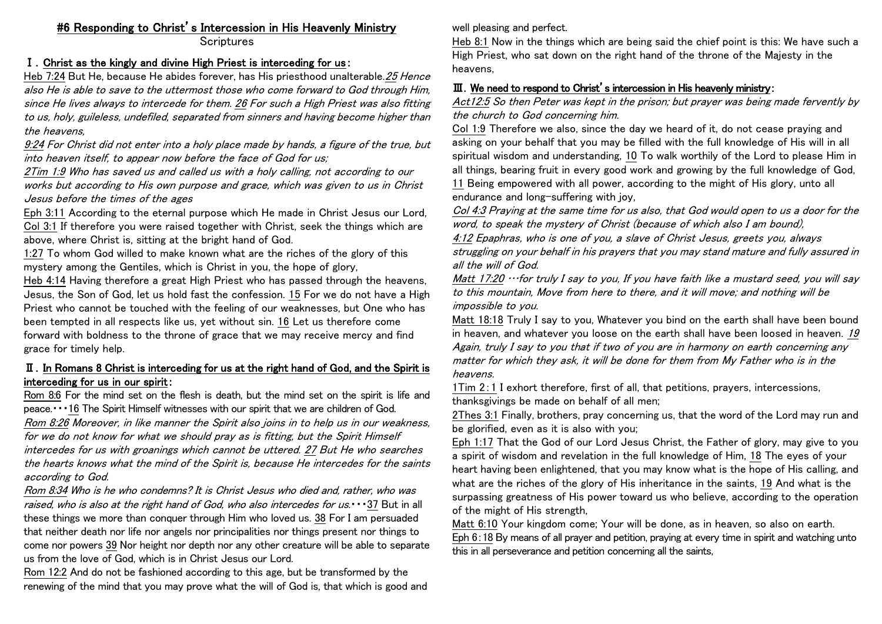# #6 Responding to Christ's Intercession in His Heavenly Ministry

Scriptures

## Ⅰ. Christ as the kingly and divine High Priest is interceding for us:

Heb 7:24 But He, because He abides forever, has His priesthood unalterable. *25 Hence also He is able to save to the uttermost those who come forward to God through Him, since He lives always to intercede for them. 26 For such a High Priest was also fitting to us, holy, guileless, undefiled, separated from sinners and having become higher than the heavens,*

*9:24 For Christ did not enter into a holy place made by hands, a figure of the true, but into heaven itself, to appear now before the face of God for us;*

*2Tim 1:9 Who has saved us and called us with a holy calling, not according to our works but according to His own purpose and grace, which was given to us in Christ Jesus before the times of the ages*

Eph 3:11 According to the eternal purpose which He made in Christ Jesus our Lord,

Col 3:1 If therefore you were raised together with Christ, seek the things which are above, where Christ is, sitting at the bright hand of God.

1:27 To whom God willed to make known what are the riches of the glory of this mystery among the Gentiles, which is Christ in you, the hope of glory,

Heb 4:14 Having therefore a great High Priest who has passed through the heavens, Jesus, the Son of God, let us hold fast the confession. 15 For we do not have a High Priest who cannot be touched with the feeling of our weaknesses, but One who has been tempted in all respects like us, yet without sin. 16 Let us therefore come forward with boldness to the throne of grace that we may receive mercy and find grace for timely help.

## Ⅱ. In Romans 8 Christ is interceding for us at the right hand of God, and the Spirit is interceding for us in our spirit:

Rom 8:6 For the mind set on the flesh is death, but the mind set on the spirit is life and peace.・・・16 The Spirit Himself witnesses with our spirit that we are children of God.

*Rom 8:26 Moreover, in like manner the Spirit also joins in to help us in our weakness, for we do not know for what we should pray as is fitting, but the Spirit Himself intercedes for us with groanings which cannot be uttered. 27 But He who searches the hearts knows what the mind of the Spirit is, because He intercedes for the saints according to God.*

*Rom 8:34 Who is he who condemns? It is Christ Jesus who died and, rather, who was raised, who is also at the right hand of God, who also intercedes for us.*・・・37 But in all these things we more than conquer through Him who loved us. 38 For I am persuaded that neither death nor life nor angels nor principalities nor things present nor things to come nor powers 39 Nor height nor depth nor any other creature will be able to separate us from the love of God, which is in Christ Jesus our Lord.

Rom 12:2 And do not be fashioned according to this age, but be transformed by the renewing of the mind that you may prove what the will of God is, that which is good and well pleasing and perfect.

Heb 8:1 Now in the things which are being said the chief point is this: We have such a High Priest, who sat down on the right hand of the throne of the Majesty in the heavens,

## Ⅲ. We need to respond to Christ's intercession in His heavenly ministry:

*Act12:5 So then Peter was kept in the prison; but prayer was being made fervently by the church to God concerning him.*

Col 1:9 Therefore we also, since the day we heard of it, do not cease praying and asking on your behalf that you may be filled with the full knowledge of His will in all spiritual wisdom and understanding, 10 To walk worthily of the Lord to please Him in all things, bearing fruit in every good work and growing by the full knowledge of God, 11 Being empowered with all power, according to the might of His glory, unto all endurance and long-suffering with joy,

*Col 4:3 Praying at the same time for us also, that God would open to us a door for the word, to speak the mystery of Christ (because of which also I am bound),*

*4:12 Epaphras, who is one of you, a slave of Christ Jesus, greets you, always struggling on your behalf in his prayers that you may stand mature and fully assured in all the will of God.*

*Matt 17:20 …for truly I say to you, If you have faith like a mustard seed, you will say to this mountain, Move from here to there, and it will move; and nothing will be impossible to you.*

Matt 18:18 Truly I say to you, Whatever you bind on the earth shall have been bound in heaven, and whatever you loose on the earth shall have been loosed in heaven. *19 Again, truly I say to you that if two of you are in harmony on earth concerning any matter for which they ask, it will be done for them from My Father who is in the heavens.*

1Tim 2:1 I exhort therefore, first of all, that petitions, prayers, intercessions, thanksgivings be made on behalf of all men;

2Thes 3:1 Finally, brothers, pray concerning us, that the word of the Lord may run and be glorified, even as it is also with you;

Eph 1:17 That the God of our Lord Jesus Christ, the Father of glory, may give to you a spirit of wisdom and revelation in the full knowledge of Him, 18 The eyes of your heart having been enlightened, that you may know what is the hope of His calling, and what are the riches of the glory of His inheritance in the saints, 19 And what is the surpassing greatness of His power toward us who believe, according to the operation of the might of His strength,

Matt 6:10 Your kingdom come; Your will be done, as in heaven, so also on earth.

Eph 6:18 By means of all prayer and petition, praying at every time in spirit and watching unto this in all perseverance and petition concerning all the saints,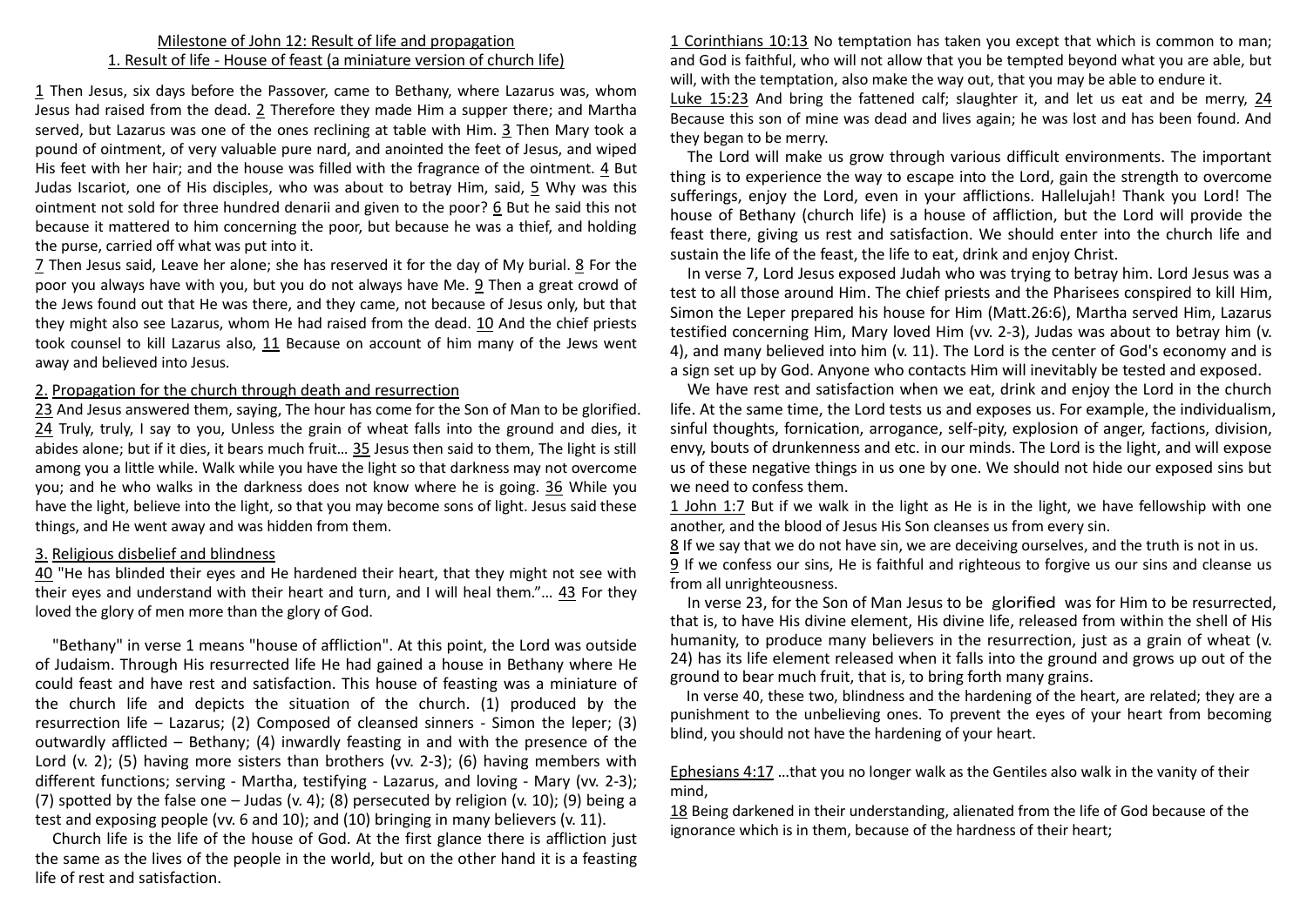Milestone of John 12: Result of life and propagation

1. Result of life - House of feast (a miniature version of church life)

1 Then Jesus, six days before the Passover, came to Bethany, where Lazarus was, whom Jesus had raised from the dead. 2 Therefore they made Him a supper there; and Martha served, but Lazarus was one of the ones reclining at table with Him. 3 Then Mary took a pound of ointment, of very valuable pure nard, and anointed the feet of Jesus, and wiped His feet with her hair; and the house was filled with the fragrance of the ointment. 4 But Judas Iscariot, one of His disciples, who was about to betray Him, said, 5 Why was this ointment not sold for three hundred denarii and given to the poor? 6 But he said this not because it mattered to him concerning the poor, but because he was a thief, and holding the purse, carried off what was put into it.

7 Then Jesus said, Leave her alone; she has reserved it for the day of My burial. 8 For the poor you always have with you, but you do not always have Me. 9 Then a great crowd of the Jews found out that He was there, and they came, not because of Jesus only, but that they might also see Lazarus, whom He had raised from the dead. 10 And the chief priests took counsel to kill Lazarus also, 11 Because on account of him many of the Jews went away and believed into Jesus.

2. Propagation for the church through death and resurrection

23 And Jesus answered them, saying, The hour has come for the Son of Man to be glorified. 24 Truly, truly, I say to you, Unless the grain of wheat falls into the ground and dies, it abides alone; but if it dies, it bears much fruit… 35 Jesus then said to them, The light is still among you a little while. Walk while you have the light so that darkness may not overcome you; and he who walks in the darkness does not know where he is going. 36 While you have the light, believe into the light, so that you may become sons of light. Jesus said these things, and He went away and was hidden from them.

3. Religious disbelief and blindness

40 "He has blinded their eyes and He hardened their heart, that they might not see with their eyes and understand with their heart and turn, and I will heal them."… 43 For they loved the glory of men more than the glory of God.

"Bethany" in verse 1 means "house of affliction". At this point, the Lord was outside of Judaism. Through His resurrected life He had gained a house in Bethany where He could feast and have rest and satisfaction. This house of feasting was a miniature of the church life and depicts the situation of the church. (1) produced by the resurrection life – Lazarus; (2) Composed of cleansed sinners - Simon the leper; (3) outwardly afflicted – Bethany; (4) inwardly feasting in and with the presence of the Lord (v. 2); (5) having more sisters than brothers (vv. 2-3); (6) having members with different functions; serving - Martha, testifying - Lazarus, and loving - Mary (vv. 2-3); (7) spotted by the false one – Judas (v. 4); (8) persecuted by religion (v. 10); (9) being a test and exposing people (vv. 6 and 10); and (10) bringing in many believers (v. 11).

Church life is the life of the house of God. At the first glance there is affliction just the same as the lives of the people in the world, but on the other hand it is a feasting life of rest and satisfaction.

1 Corinthians 10:13 No temptation has taken you except that which is common to man; and God is faithful, who will not allow that you be tempted beyond what you are able, but will, with the temptation, also make the way out, that you may be able to endure it.

Luke 15:23 And bring the fattened calf; slaughter it, and let us eat and be merry, 24 Because this son of mine was dead and lives again; he was lost and has been found. And they began to be merry.

The Lord will make us grow through various difficult environments. The important thing is to experience the way to escape into the Lord, gain the strength to overcome sufferings, enjoy the Lord, even in your afflictions. Hallelujah! Thank you Lord! The house of Bethany (church life) is a house of affliction, but the Lord will provide the feast there, giving us rest and satisfaction. We should enter into the church life and sustain the life of the feast, the life to eat, drink and enjoy Christ.

In verse 7, Lord Jesus exposed Judah who was trying to betray him. Lord Jesus was a test to all those around Him. The chief priests and the Pharisees conspired to kill Him, Simon the Leper prepared his house for Him (Matt.26:6), Martha served Him, Lazarus testified concerning Him, Mary loved Him (vv. 2-3), Judas was about to betray him (v. 4), and many believed into him (v. 11). The Lord is the center of God's economy and is a sign set up by God. Anyone who contacts Him will inevitably be tested and exposed.

We have rest and satisfaction when we eat, drink and enjoy the Lord in the church life. At the same time, the Lord tests us and exposes us. For example, the individualism, sinful thoughts, fornication, arrogance, self-pity, explosion of anger, factions, division, envy, bouts of drunkenness and etc. in our minds. The Lord is the light, and will expose us of these negative things in us one by one. We should not hide our exposed sins but we need to confess them.

1 John 1:7 But if we walk in the light as He is in the light, we have fellowship with one another, and the blood of Jesus His Son cleanses us from every sin.

8 If we say that we do not have sin, we are deceiving ourselves, and the truth is not in us.

9 If we confess our sins, He is faithful and righteous to forgive us our sins and cleanse us from all unrighteousness.

In verse 23, for the Son of Man Jesus to be glorified was for Him to be resurrected, that is, to have His divine element, His divine life, released from within the shell of His humanity, to produce many believers in the resurrection, just as a grain of wheat (v. 24) has its life element released when it falls into the ground and grows up out of the ground to bear much fruit, that is, to bring forth many grains.

In verse 40, these two, blindness and the hardening of the heart, are related; they are a punishment to the unbelieving ones. To prevent the eyes of your heart from becoming blind, you should not have the hardening of your heart.

Ephesians 4:17 …that you no longer walk as the Gentiles also walk in the vanity of their mind,

18 Being darkened in their understanding, alienated from the life of God because of the ignorance which is in them, because of the hardness of their heart;